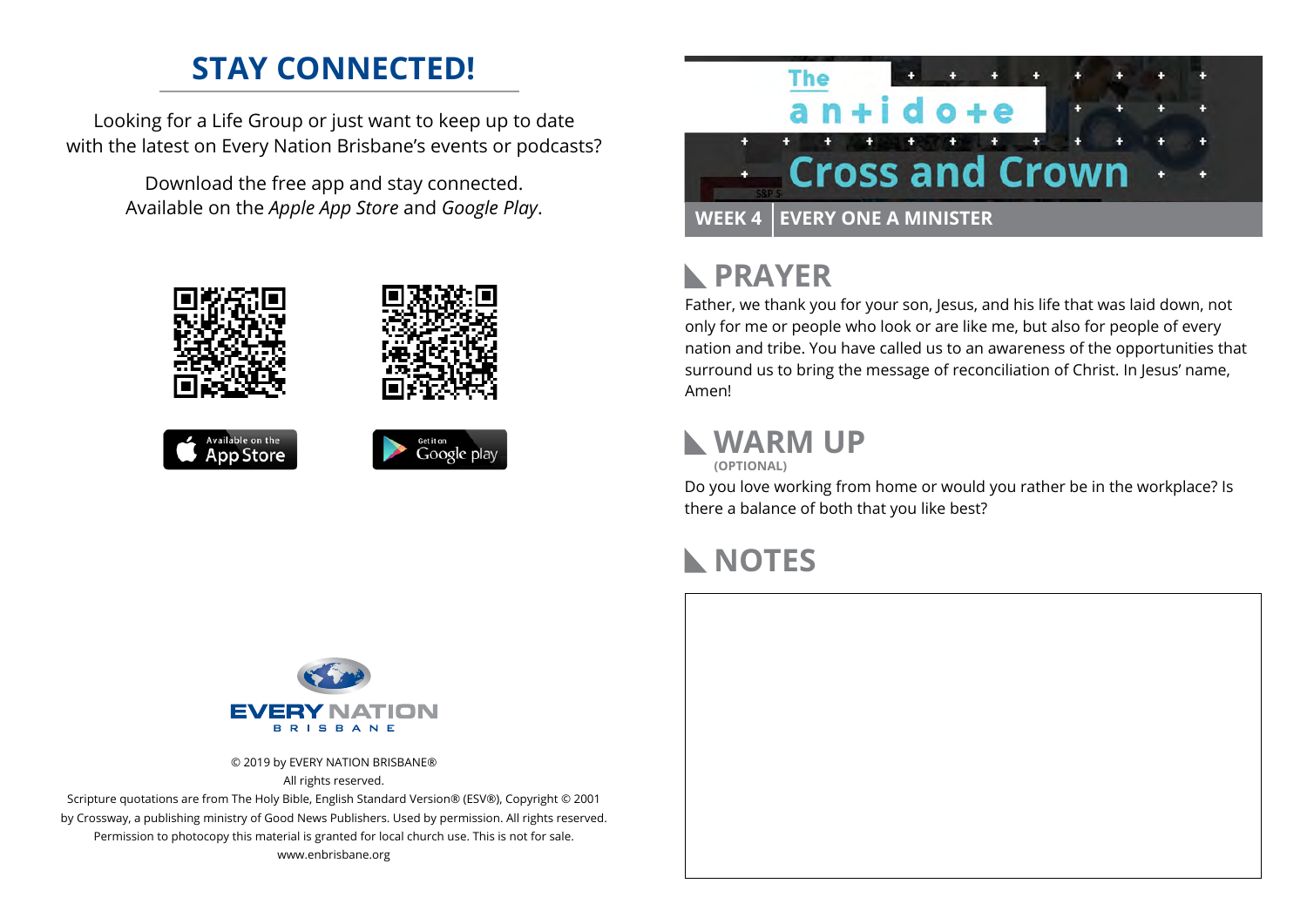# STAY CONNECTED!

Looking for a Life Group or just want to keep up to date with the latest on Every Nation Brisbane's events or podcasts?

Download the free app and stay connected. Available on the *Apple App Store* and *Google Play*.

Available on the App Store

Get it on Google play

EVERY NATION
BRISBANE

© 2019 by EVERY NATION BRISBANE®
All rights reserved.
Scripture quotations are from The Holy Bible, English Standard Version® (ESV®), Copyright © 2001 by Crossway, a publishing ministry of Good News Publishers. Used by permission. All rights reserved.
Permission to photocopy this material is granted for local church use. This is not for sale.
www.enbrisbane.org

The antidote

# Cross and Crown

**WEEK 4 | EVERY ONE A MINISTER**

## PRAYER

Father, we thank you for your son, Jesus, and his life that was laid down, not only for me or people who look or are like me, but also for people of every nation and tribe. You have called us to an awareness of the opportunities that surround us to bring the message of reconciliation of Christ. In Jesus' name, Amen!

## WARM UP

**(OPTIONAL)**

Do you love working from home or would you rather be in the workplace? Is there a balance of both that you like best?

## NOTES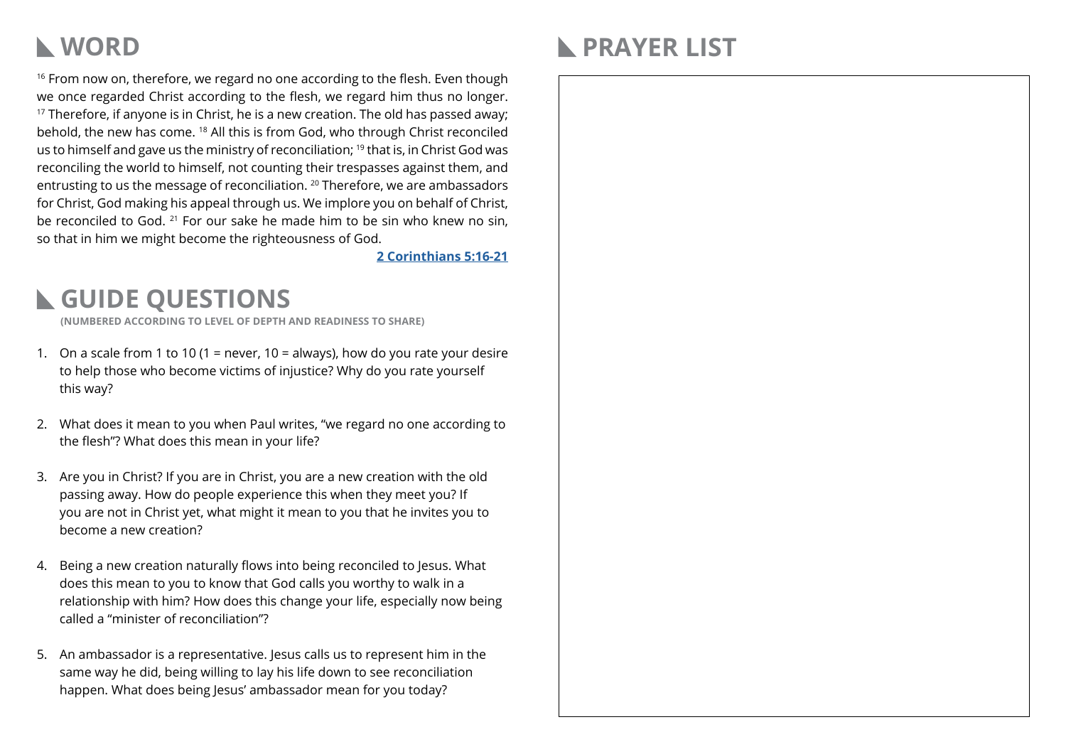## WORD

[16] From now on, therefore, we regard no one according to the flesh. Even though we once regarded Christ according to the flesh, we regard him thus no longer. [17] Therefore, if anyone is in Christ, he is a new creation. The old has passed away; behold, the new has come. [18] All this is from God, who through Christ reconciled us to himself and gave us the ministry of reconciliation; [19] that is, in Christ God was reconciling the world to himself, not counting their trespasses against them, and entrusting to us the message of reconciliation. [20] Therefore, we are ambassadors for Christ, God making his appeal through us. We implore you on behalf of Christ, be reconciled to God. [21] For our sake he made him to be sin who knew no sin, so that in him we might become the righteousness of God.

**2 Corinthians 5:16-21**

## GUIDE QUESTIONS

**(NUMBERED ACCORDING TO LEVEL OF DEPTH AND READINESS TO SHARE)**

1. On a scale from 1 to 10 (1 = never, 10 = always), how do you rate your desire to help those who become victims of injustice? Why do you rate yourself this way?

2. What does it mean to you when Paul writes, "we regard no one according to the flesh"? What does this mean in your life?

3. Are you in Christ? If you are in Christ, you are a new creation with the old passing away. How do people experience this when they meet you? If you are not in Christ yet, what might it mean to you that he invites you to become a new creation?

4. Being a new creation naturally flows into being reconciled to Jesus. What does this mean to you to know that God calls you worthy to walk in a relationship with him? How does this change your life, especially now being called a "minister of reconciliation"?

5. An ambassador is a representative. Jesus calls us to represent him in the same way he did, being willing to lay his life down to see reconciliation happen. What does being Jesus' ambassador mean for you today?

## PRAYER LIST